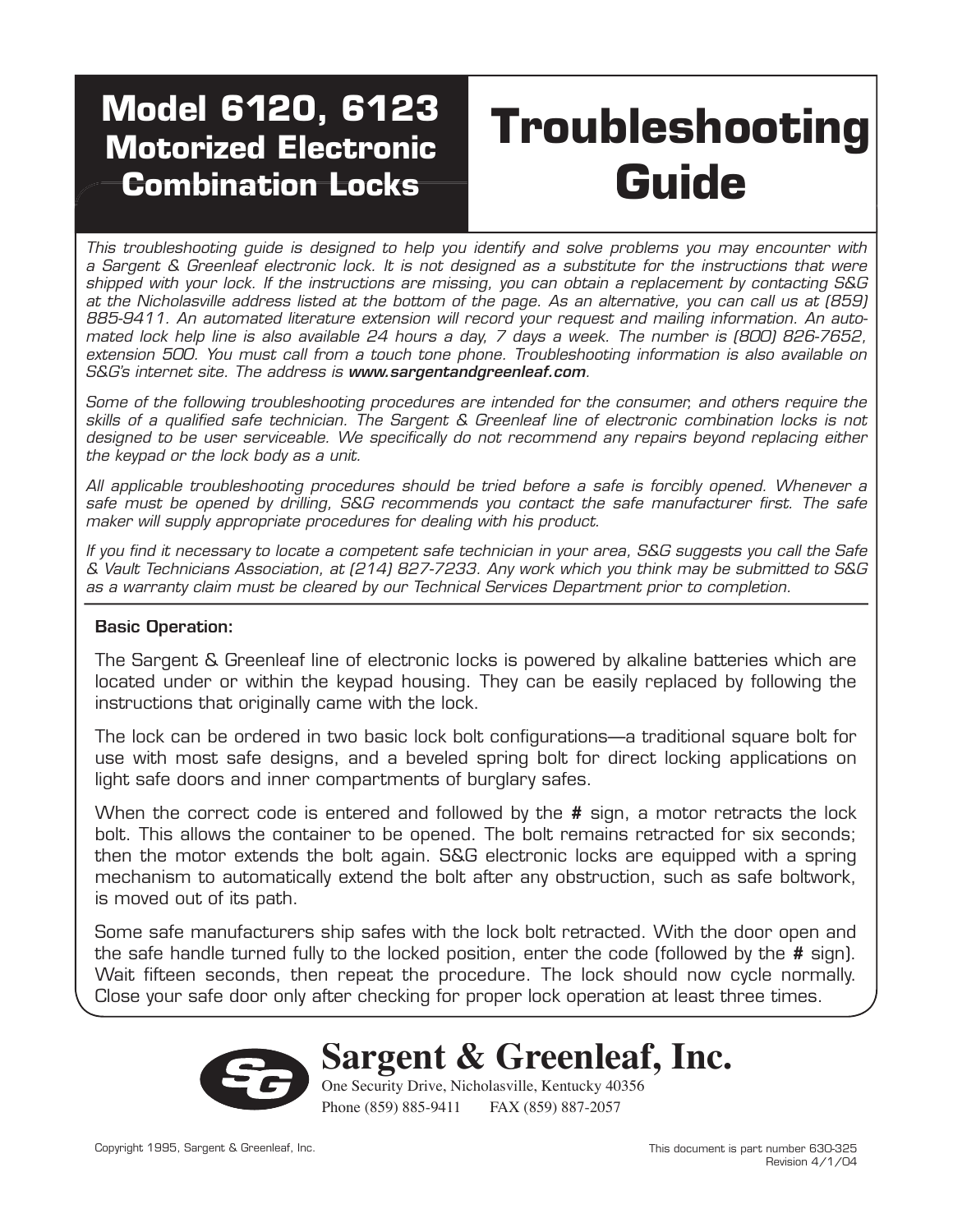# Model 6120, 6123 Motorized Electronic Combination Locks

# Troubleshooting Guide

*This troubleshooting guide is designed to help you identify and solve problems you may encounter with a Sargent & Greenleaf electronic lock. It is not designed as a substitute for the instructions that were shipped with your lock. If the instructions are missing, you can obtain a replacement by contacting S&G at the Nicholasville address listed at the bottom of the page. As an alternative, you can call us at (859) 885-9411. An automated literature extension will record your request and mailing information. An automated lock help line is also available 24 hours a day, 7 days a week. The number is (800) 826-7652, extension 500. You must call from a touch tone phone. Troubleshooting information is also available on S&G's internet site. The address is **www.sargentandgreenleaf.com**.*

*Some of the following troubleshooting procedures are intended for the consumer, and others require the skills of a qualified safe technician. The Sargent & Greenleaf line of electronic combination locks is not designed to be user serviceable. We specifically do not recommend any repairs beyond replacing either the keypad or the lock body as a unit.*

*All applicable troubleshooting procedures should be tried before a safe is forcibly opened. Whenever a safe must be opened by drilling, S&G recommends you contact the safe manufacturer first. The safe maker will supply appropriate procedures for dealing with his product.*

*If you find it necessary to locate a competent safe technician in your area, S&G suggests you call the Safe & Vault Technicians Association, at (214) 827-7233. Any work which you think may be submitted to S&G as a warranty claim must be cleared by our Technical Services Department prior to completion.*

**Basic Operation:**

The Sargent & Greenleaf line of electronic locks is powered by alkaline batteries which are located under or within the keypad housing. They can be easily replaced by following the instructions that originally came with the lock.

The lock can be ordered in two basic lock bolt configurations—a traditional square bolt for use with most safe designs, and a beveled spring bolt for direct locking applications on light safe doors and inner compartments of burglary safes.

When the correct code is entered and followed by the **#** sign, a motor retracts the lock bolt. This allows the container to be opened. The bolt remains retracted for six seconds; then the motor extends the bolt again. S&G electronic locks are equipped with a spring mechanism to automatically extend the bolt after any obstruction, such as safe boltwork, is moved out of its path.

Some safe manufacturers ship safes with the lock bolt retracted. With the door open and the safe handle turned fully to the locked position, enter the code (followed by the **#** sign). Wait fifteen seconds, then repeat the procedure. The lock should now cycle normally. Close your safe door only after checking for proper lock operation at least three times.

**Sargent & Greenleaf, Inc.**
One Security Drive, Nicholasville, Kentucky 40356
Phone (859) 885-9411 FAX (859) 887-2057

Copyright 1995, Sargent & Greenleaf, Inc.

This document is part number 630-325
Revision 4/1/04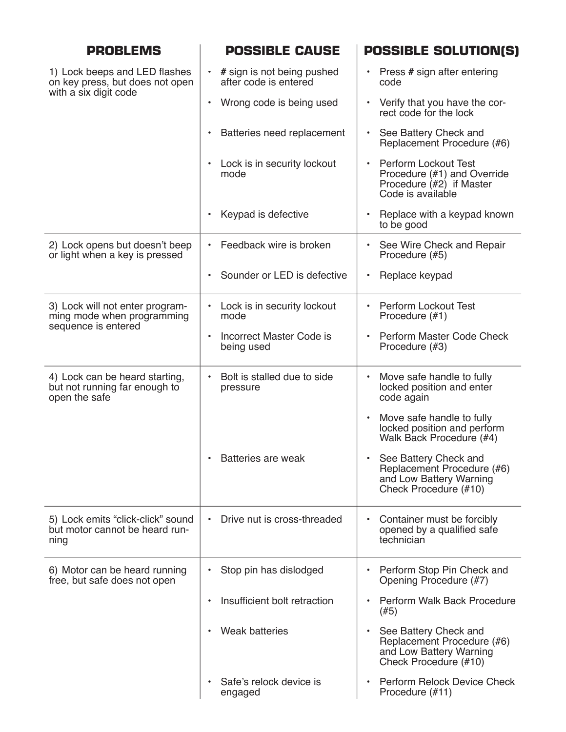| PROBLEMS | POSSIBLE CAUSE | POSSIBLE SOLUTION(S) |
|---|---|---|
| 1) Lock beeps and LED flashes on key press, but does not open with a six digit code | • **#** sign is not being pushed after code is entered | • Press **#** sign after entering code |
| | • Wrong code is being used | • Verify that you have the correct code for the lock |
| | • Batteries need replacement | • See Battery Check and Replacement Procedure (#6) |
| | • Lock is in security lockout mode | • Perform Lockout Test Procedure (#1) and Override Procedure (#2) if Master Code is available |
| | • Keypad is defective | • Replace with a keypad known to be good |
| 2) Lock opens but doesn't beep or light when a key is pressed | • Feedback wire is broken | • See Wire Check and Repair Procedure (#5) |
| | • Sounder or LED is defective | • Replace keypad |
| 3) Lock will not enter programming mode when programming sequence is entered | • Lock is in security lockout mode | • Perform Lockout Test Procedure (#1) |
| | • Incorrect Master Code is being used | • Perform Master Code Check Procedure (#3) |
| 4) Lock can be heard starting, but not running far enough to open the safe | • Bolt is stalled due to side pressure | • Move safe handle to fully locked position and enter code again<br>• Move safe handle to fully locked position and perform Walk Back Procedure (#4) |
| | • Batteries are weak | • See Battery Check and Replacement Procedure (#6) and Low Battery Warning Check Procedure (#10) |
| 5) Lock emits "click-click" sound but motor cannot be heard running | • Drive nut is cross-threaded | • Container must be forcibly opened by a qualified safe technician |
| 6) Motor can be heard running free, but safe does not open | • Stop pin has dislodged | • Perform Stop Pin Check and Opening Procedure (#7) |
| | • Insufficient bolt retraction | • Perform Walk Back Procedure (#5) |
| | • Weak batteries | • See Battery Check and Replacement Procedure (#6) and Low Battery Warning Check Procedure (#10) |
| | • Safe's relock device is engaged | • Perform Relock Device Check Procedure (#11) |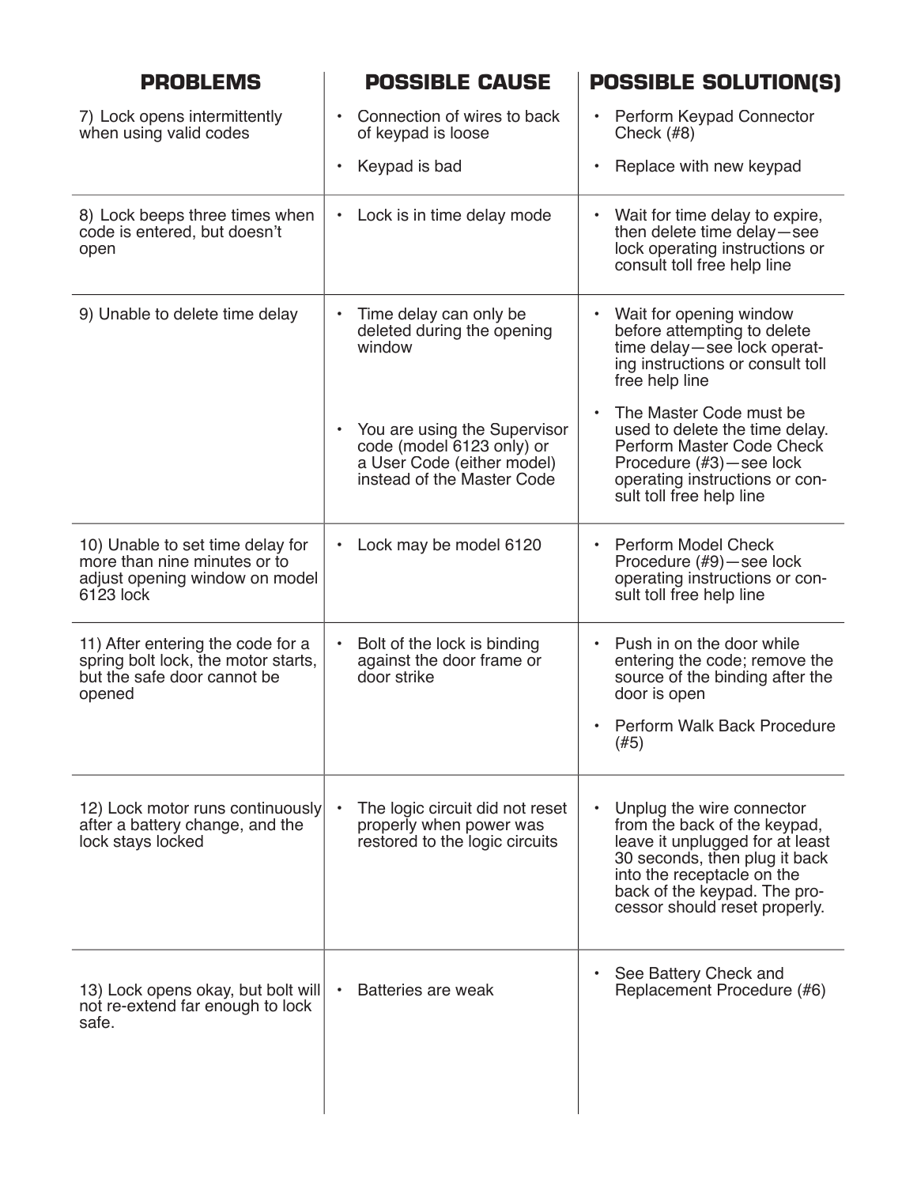| PROBLEMS | POSSIBLE CAUSE | POSSIBLE SOLUTION(S) |
|---|---|---|
| 7) Lock opens intermittently when using valid codes | • Connection of wires to back of keypad is loose<br>• Keypad is bad | • Perform Keypad Connector Check (#8)<br>• Replace with new keypad |
| 8) Lock beeps three times when code is entered, but doesn't open | • Lock is in time delay mode | • Wait for time delay to expire, then delete time delay—see lock operating instructions or consult toll free help line |
| 9) Unable to delete time delay | • Time delay can only be deleted during the opening window<br>• You are using the Supervisor code (model 6123 only) or a User Code (either model) instead of the Master Code | • Wait for opening window before attempting to delete time delay—see lock operating instructions or consult toll free help line<br>• The Master Code must be used to delete the time delay. Perform Master Code Check Procedure (#3)—see lock operating instructions or consult toll free help line |
| 10) Unable to set time delay for more than nine minutes or to adjust opening window on model 6123 lock | • Lock may be model 6120 | • Perform Model Check Procedure (#9)—see lock operating instructions or consult toll free help line |
| 11) After entering the code for a spring bolt lock, the motor starts, but the safe door cannot be opened | • Bolt of the lock is binding against the door frame or door strike | • Push in on the door while entering the code; remove the source of the binding after the door is open<br>• Perform Walk Back Procedure (#5) |
| 12) Lock motor runs continuously after a battery change, and the lock stays locked | • The logic circuit did not reset properly when power was restored to the logic circuits | • Unplug the wire connector from the back of the keypad, leave it unplugged for at least 30 seconds, then plug it back into the receptacle on the back of the keypad. The processor should reset properly. |
| 13) Lock opens okay, but bolt will not re-extend far enough to lock safe. | • Batteries are weak | • See Battery Check and Replacement Procedure (#6) |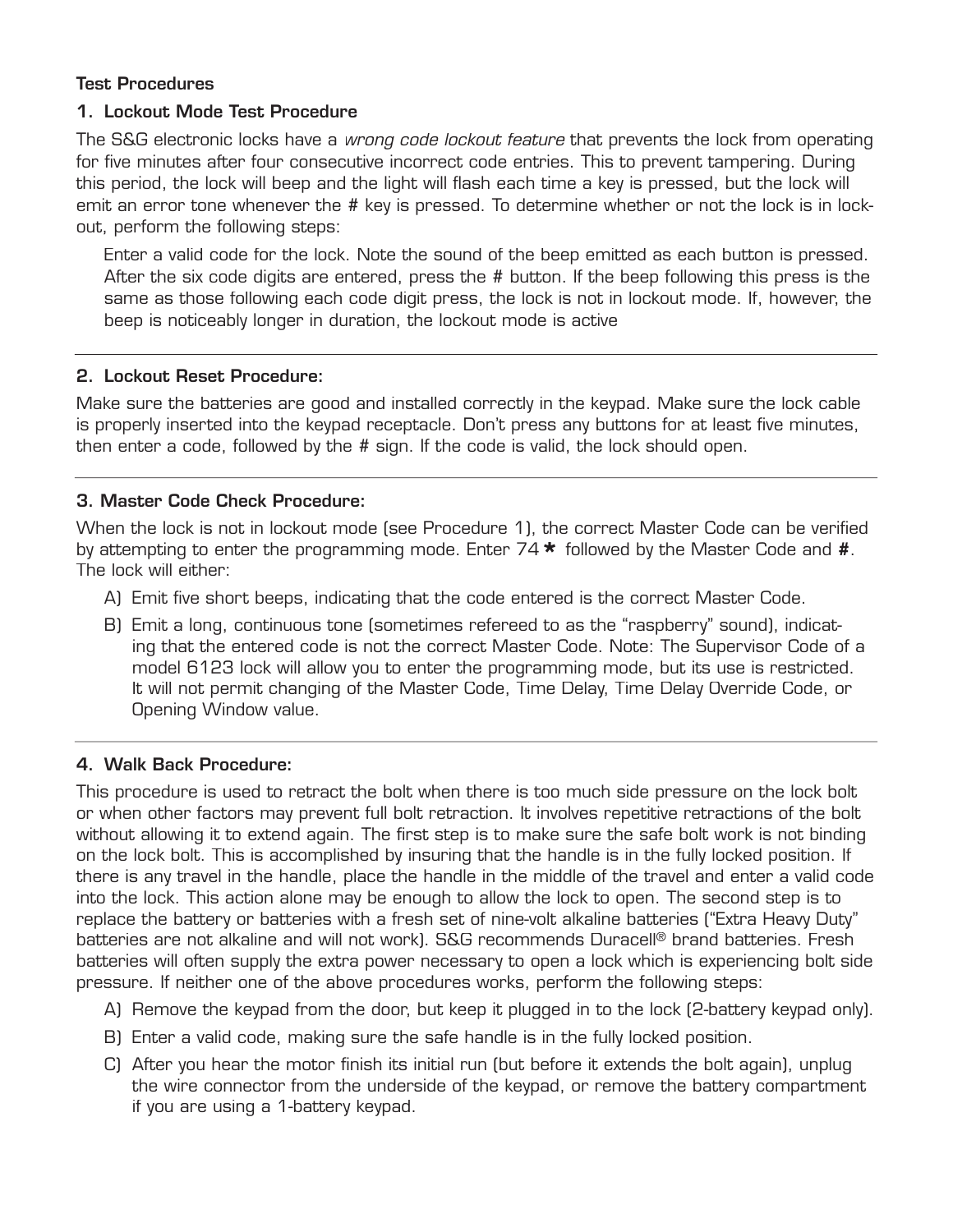**Test Procedures**

**1. Lockout Mode Test Procedure**

The S&G electronic locks have a *wrong code lockout feature* that prevents the lock from operating for five minutes after four consecutive incorrect code entries. This to prevent tampering. During this period, the lock will beep and the light will flash each time a key is pressed, but the lock will emit an error tone whenever the # key is pressed. To determine whether or not the lock is in lockout, perform the following steps:

> Enter a valid code for the lock. Note the sound of the beep emitted as each button is pressed. After the six code digits are entered, press the # button. If the beep following this press is the same as those following each code digit press, the lock is not in lockout mode. If, however, the beep is noticeably longer in duration, the lockout mode is active

---

**2. Lockout Reset Procedure:**

Make sure the batteries are good and installed correctly in the keypad. Make sure the lock cable is properly inserted into the keypad receptacle. Don't press any buttons for at least five minutes, then enter a code, followed by the # sign. If the code is valid, the lock should open.

---

**3. Master Code Check Procedure:**

When the lock is not in lockout mode (see Procedure 1), the correct Master Code can be verified by attempting to enter the programming mode. Enter 74 **\*** followed by the Master Code and **#**. The lock will either:

A) Emit five short beeps, indicating that the code entered is the correct Master Code.

B) Emit a long, continuous tone (sometimes refereed to as the "raspberry" sound), indicating that the entered code is not the correct Master Code. Note: The Supervisor Code of a model 6123 lock will allow you to enter the programming mode, but its use is restricted. It will not permit changing of the Master Code, Time Delay, Time Delay Override Code, or Opening Window value.

---

**4. Walk Back Procedure:**

This procedure is used to retract the bolt when there is too much side pressure on the lock bolt or when other factors may prevent full bolt retraction. It involves repetitive retractions of the bolt without allowing it to extend again. The first step is to make sure the safe bolt work is not binding on the lock bolt. This is accomplished by insuring that the handle is in the fully locked position. If there is any travel in the handle, place the handle in the middle of the travel and enter a valid code into the lock. This action alone may be enough to allow the lock to open. The second step is to replace the battery or batteries with a fresh set of nine-volt alkaline batteries ("Extra Heavy Duty" batteries are not alkaline and will not work). S&G recommends Duracell® brand batteries. Fresh batteries will often supply the extra power necessary to open a lock which is experiencing bolt side pressure. If neither one of the above procedures works, perform the following steps:

A) Remove the keypad from the door, but keep it plugged in to the lock (2-battery keypad only).

B) Enter a valid code, making sure the safe handle is in the fully locked position.

C) After you hear the motor finish its initial run (but before it extends the bolt again), unplug the wire connector from the underside of the keypad, or remove the battery compartment if you are using a 1-battery keypad.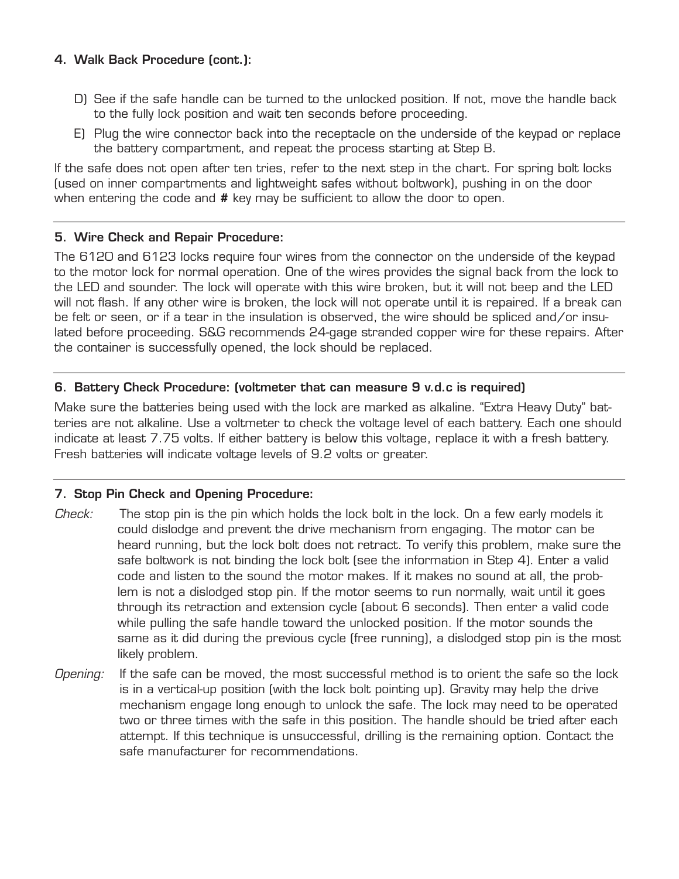### 4. Walk Back Procedure (cont.):

D) See if the safe handle can be turned to the unlocked position. If not, move the handle back to the fully lock position and wait ten seconds before proceeding.

E) Plug the wire connector back into the receptacle on the underside of the keypad or replace the battery compartment, and repeat the process starting at Step B.

If the safe does not open after ten tries, refer to the next step in the chart. For spring bolt locks (used on inner compartments and lightweight safes without boltwork), pushing in on the door when entering the code and **#** key may be sufficient to allow the door to open.

---

### 5. Wire Check and Repair Procedure:

The 6120 and 6123 locks require four wires from the connector on the underside of the keypad to the motor lock for normal operation. One of the wires provides the signal back from the lock to the LED and sounder. The lock will operate with this wire broken, but it will not beep and the LED will not flash. If any other wire is broken, the lock will not operate until it is repaired. If a break can be felt or seen, or if a tear in the insulation is observed, the wire should be spliced and/or insulated before proceeding. S&G recommends 24-gage stranded copper wire for these repairs. After the container is successfully opened, the lock should be replaced.

---

### 6. Battery Check Procedure: (voltmeter that can measure 9 v.d.c is required)

Make sure the batteries being used with the lock are marked as alkaline. "Extra Heavy Duty" batteries are not alkaline. Use a voltmeter to check the voltage level of each battery. Each one should indicate at least 7.75 volts. If either battery is below this voltage, replace it with a fresh battery. Fresh batteries will indicate voltage levels of 9.2 volts or greater.

---

### 7. Stop Pin Check and Opening Procedure:

*Check:* The stop pin is the pin which holds the lock bolt in the lock. On a few early models it could dislodge and prevent the drive mechanism from engaging. The motor can be heard running, but the lock bolt does not retract. To verify this problem, make sure the safe boltwork is not binding the lock bolt (see the information in Step 4). Enter a valid code and listen to the sound the motor makes. If it makes no sound at all, the problem is not a dislodged stop pin. If the motor seems to run normally, wait until it goes through its retraction and extension cycle (about 6 seconds). Then enter a valid code while pulling the safe handle toward the unlocked position. If the motor sounds the same as it did during the previous cycle (free running), a dislodged stop pin is the most likely problem.

*Opening:* If the safe can be moved, the most successful method is to orient the safe so the lock is in a vertical-up position (with the lock bolt pointing up). Gravity may help the drive mechanism engage long enough to unlock the safe. The lock may need to be operated two or three times with the safe in this position. The handle should be tried after each attempt. If this technique is unsuccessful, drilling is the remaining option. Contact the safe manufacturer for recommendations.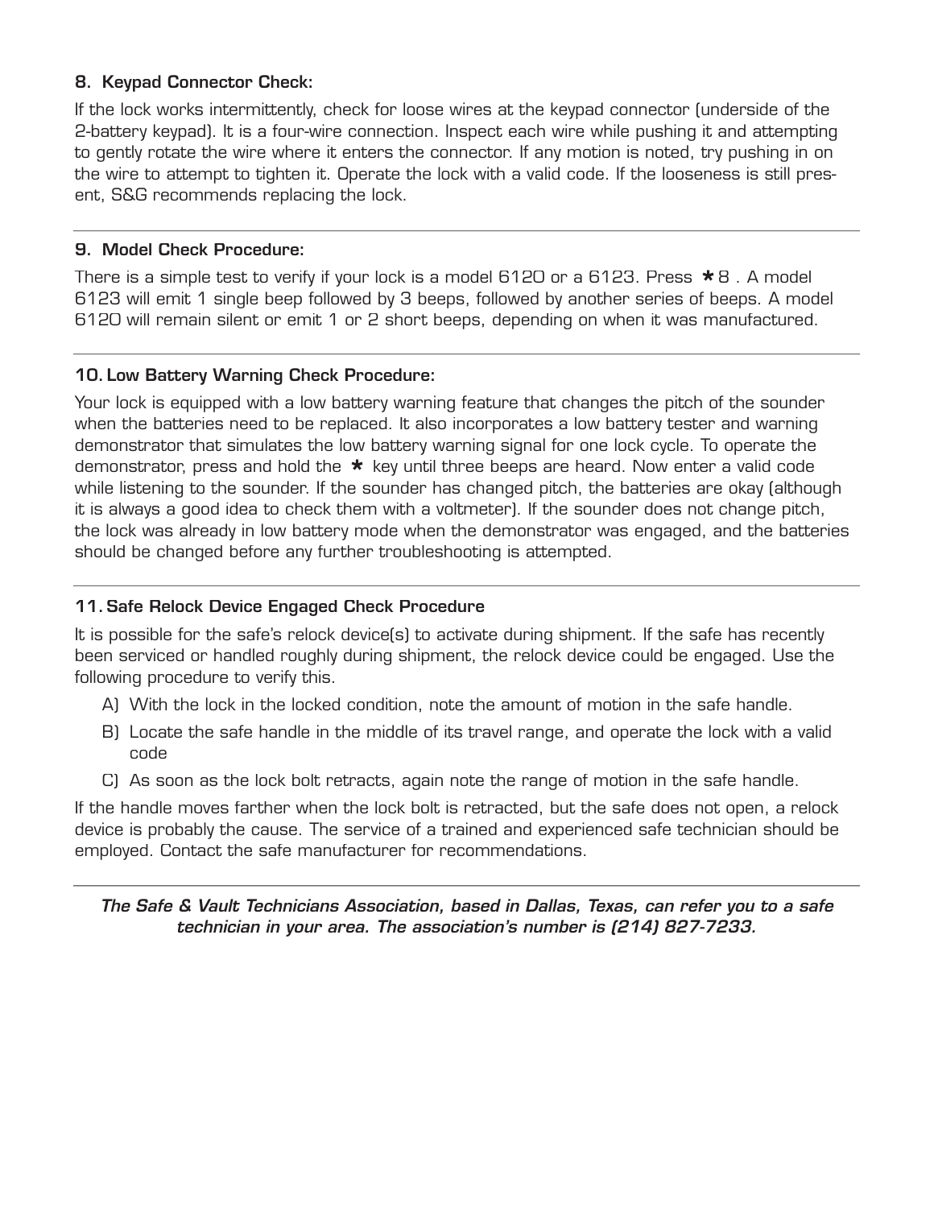### 8. Keypad Connector Check:

If the lock works intermittently, check for loose wires at the keypad connector (underside of the 2-battery keypad). It is a four-wire connection. Inspect each wire while pushing it and attempting to gently rotate the wire where it enters the connector. If any motion is noted, try pushing in on the wire to attempt to tighten it. Operate the lock with a valid code. If the looseness is still present, S&G recommends replacing the lock.

---

### 9. Model Check Procedure:

There is a simple test to verify if your lock is a model 6120 or a 6123. Press *8 . A model 6123 will emit 1 single beep followed by 3 beeps, followed by another series of beeps. A model 6120 will remain silent or emit 1 or 2 short beeps, depending on when it was manufactured.

---

### 10. Low Battery Warning Check Procedure:

Your lock is equipped with a low battery warning feature that changes the pitch of the sounder when the batteries need to be replaced. It also incorporates a low battery tester and warning demonstrator that simulates the low battery warning signal for one lock cycle. To operate the demonstrator, press and hold the * key until three beeps are heard. Now enter a valid code while listening to the sounder. If the sounder has changed pitch, the batteries are okay (although it is always a good idea to check them with a voltmeter). If the sounder does not change pitch, the lock was already in low battery mode when the demonstrator was engaged, and the batteries should be changed before any further troubleshooting is attempted.

---

### 11. Safe Relock Device Engaged Check Procedure

It is possible for the safe's relock device(s) to activate during shipment. If the safe has recently been serviced or handled roughly during shipment, the relock device could be engaged. Use the following procedure to verify this.

A) With the lock in the locked condition, note the amount of motion in the safe handle.

B) Locate the safe handle in the middle of its travel range, and operate the lock with a valid code

C) As soon as the lock bolt retracts, again note the range of motion in the safe handle.

If the handle moves farther when the lock bolt is retracted, but the safe does not open, a relock device is probably the cause. The service of a trained and experienced safe technician should be employed. Contact the safe manufacturer for recommendations.

---

***The Safe & Vault Technicians Association, based in Dallas, Texas, can refer you to a safe technician in your area. The association's number is (214) 827-7233.***